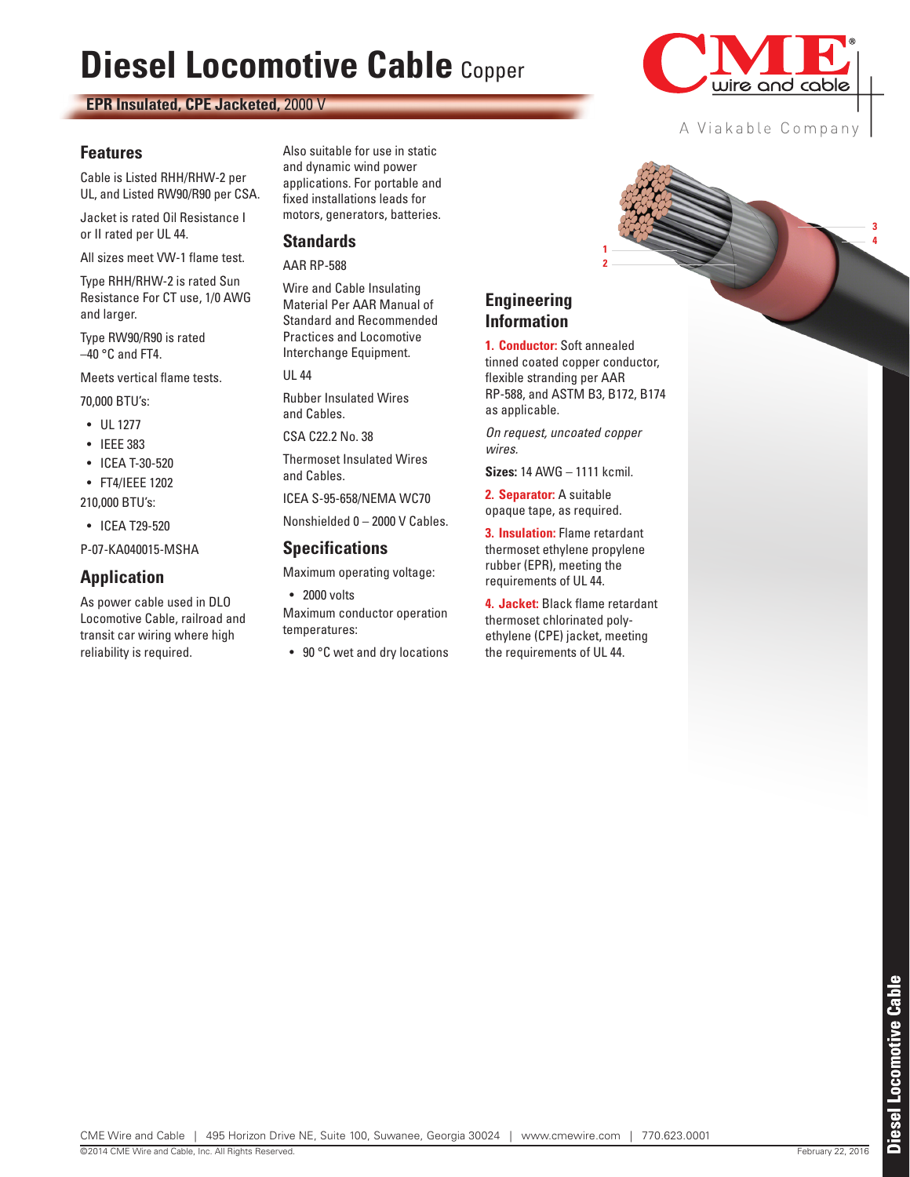# Diesel Locomotive Cable Copper

**EPR Insulated, CPE Jacketed,** 2000 V

## Features

Cable is Listed RHH/RHW-2 per UL, and Listed RW90/R90 per CSA.

Jacket is rated Oil Resistance I or II rated per UL 44.

All sizes meet VW-1 flame test.

Type RHH/RHW-2 is rated Sun Resistance For CT use, 1/0 AWG and larger.

Type RW90/R90 is rated –40 °C and FT4.

Meets vertical flame tests.

70,000 BTU's:

- UL 1277
- IEEE 383
- ICEA T-30-520
- FT4/IEEE 1202

210,000 BTU's:

- ICEA T29-520

P-07-KA040015-MSHA

## Application

As power cable used in DLO Locomotive Cable, railroad and transit car wiring where high reliability is required.

Also suitable for use in static and dynamic wind power applications. For portable and fixed installations leads for motors, generators, batteries.

## Standards

AAR RP-588

Wire and Cable Insulating Material Per AAR Manual of Standard and Recommended Practices and Locomotive Interchange Equipment.

UL 44

Rubber Insulated Wires and Cables.

CSA C22.2 No. 38

Thermoset Insulated Wires and Cables.

ICEA S-95-658/NEMA WC70

Nonshielded 0 – 2000 V Cables.

## Specifications

Maximum operating voltage:

- 2000 volts

Maximum conductor operation temperatures:

- 90 °C wet and dry locations

## Engineering Information

**1. Conductor:** Soft annealed tinned coated copper conductor, flexible stranding per AAR RP-588, and ASTM B3, B172, B174 as applicable.

*On request, uncoated copper wires.*

**Sizes:** 14 AWG – 1111 kcmil.

**2. Separator:** A suitable opaque tape, as required.

**3. Insulation:** Flame retardant thermoset ethylene propylene rubber (EPR), meeting the requirements of UL 44.

**4. Jacket:** Black flame retardant thermoset chlorinated polyethylene (CPE) jacket, meeting the requirements of UL 44.

CME Wire and Cable | 495 Horizon Drive NE, Suite 100, Suwanee, Georgia 30024 | www.cmewire.com | 770.623.0001

©2014 CME Wire and Cable, Inc. All Rights Reserved. February 22, 2016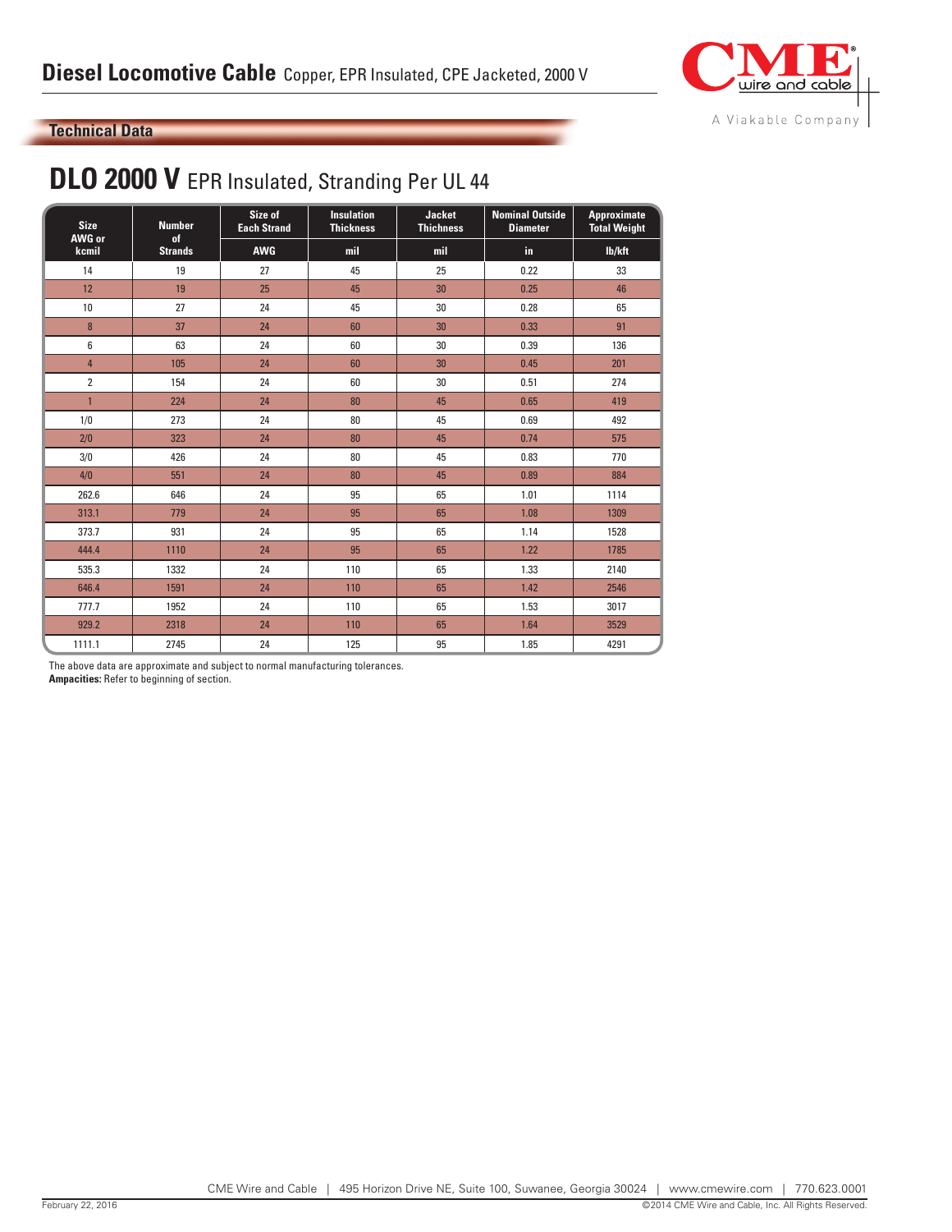# Diesel Locomotive Cable Copper, EPR Insulated, CPE Jacketed, 2000 V

## Technical Data

## DLO 2000 V EPR Insulated, Stranding Per UL 44

| Size AWG or kcmil | Number of Strands | Size of Each Strand | Insulation Thickness | Jacket Thichness | Nominal Outside Diameter | Approximate Total Weight |
|---|---|---|---|---|---|---|
| | | AWG | mil | mil | in | lb/kft |
| 14 | 19 | 27 | 45 | 25 | 0.22 | 33 |
| 12 | 19 | 25 | 45 | 30 | 0.25 | 46 |
| 10 | 27 | 24 | 45 | 30 | 0.28 | 65 |
| 8 | 37 | 24 | 60 | 30 | 0.33 | 91 |
| 6 | 63 | 24 | 60 | 30 | 0.39 | 136 |
| 4 | 105 | 24 | 60 | 30 | 0.45 | 201 |
| 2 | 154 | 24 | 60 | 30 | 0.51 | 274 |
| 1 | 224 | 24 | 80 | 45 | 0.65 | 419 |
| 1/0 | 273 | 24 | 80 | 45 | 0.69 | 492 |
| 2/0 | 323 | 24 | 80 | 45 | 0.74 | 575 |
| 3/0 | 426 | 24 | 80 | 45 | 0.83 | 770 |
| 4/0 | 551 | 24 | 80 | 45 | 0.89 | 884 |
| 262.6 | 646 | 24 | 95 | 65 | 1.01 | 1114 |
| 313.1 | 779 | 24 | 95 | 65 | 1.08 | 1309 |
| 373.7 | 931 | 24 | 95 | 65 | 1.14 | 1528 |
| 444.4 | 1110 | 24 | 95 | 65 | 1.22 | 1785 |
| 535.3 | 1332 | 24 | 110 | 65 | 1.33 | 2140 |
| 646.4 | 1591 | 24 | 110 | 65 | 1.42 | 2546 |
| 777.7 | 1952 | 24 | 110 | 65 | 1.53 | 3017 |
| 929.2 | 2318 | 24 | 110 | 65 | 1.64 | 3529 |
| 1111.1 | 2745 | 24 | 125 | 95 | 1.85 | 4291 |

The above data are approximate and subject to normal manufacturing tolerances.
**Ampacities:** Refer to beginning of section.

CME Wire and Cable | 495 Horizon Drive NE, Suite 100, Suwanee, Georgia 30024 | www.cmewire.com | 770.623.0001

February 22, 2016

©2014 CME Wire and Cable, Inc. All Rights Reserved.